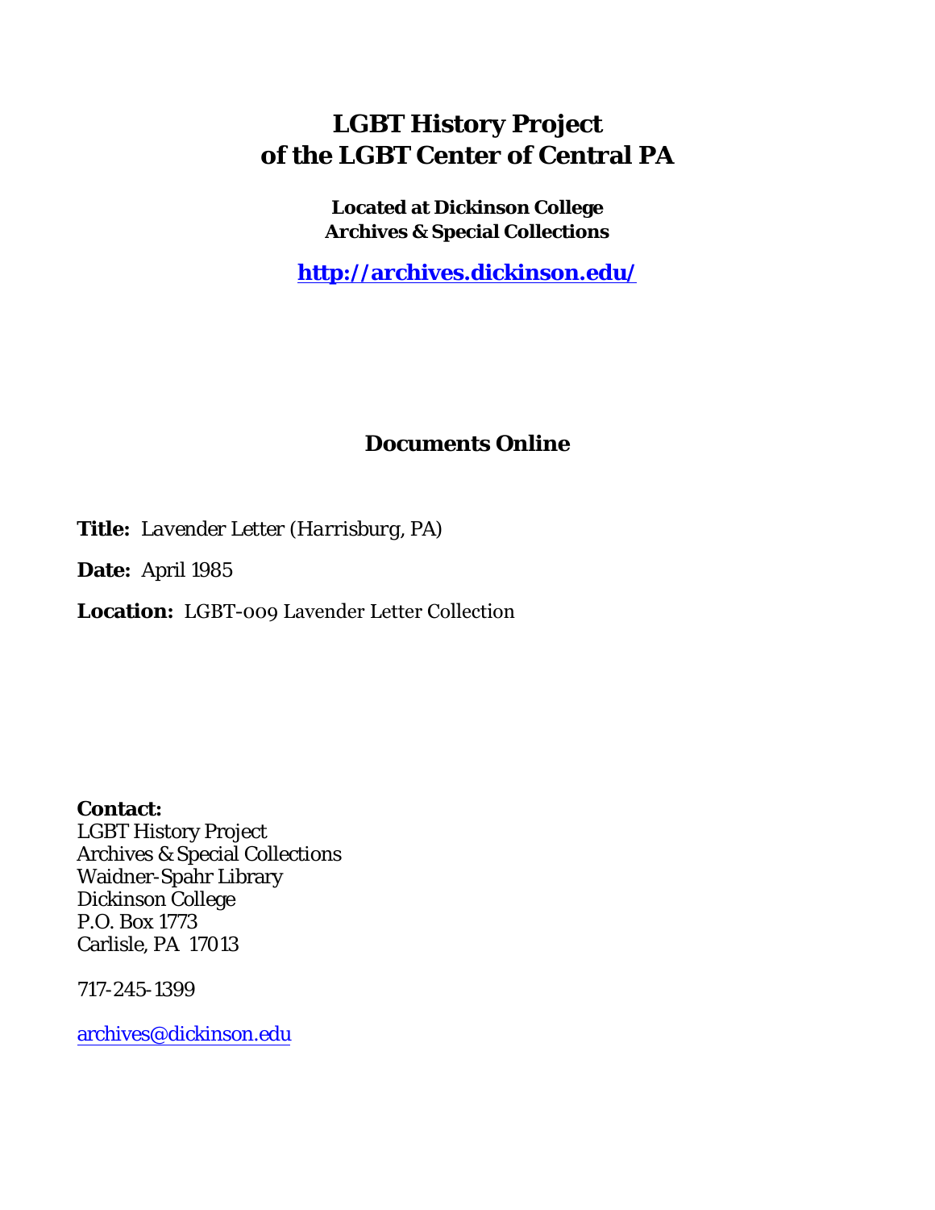# LGBT History Project of the LGBT Center of Central PA

**Located at Dickinson College Archives & Special Collections**

**http://archives.dickinson.edu/**

## Documents Online

**Title:** *Lavender Letter (Harrisburg, PA)*

**Date:** April 1985

**Location:** LGBT-009 Lavender Letter Collection

**Contact:**
LGBT History Project
Archives & Special Collections
Waidner-Spahr Library
Dickinson College
P.O. Box 1773
Carlisle, PA 17013

717-245-1399

archives@dickinson.edu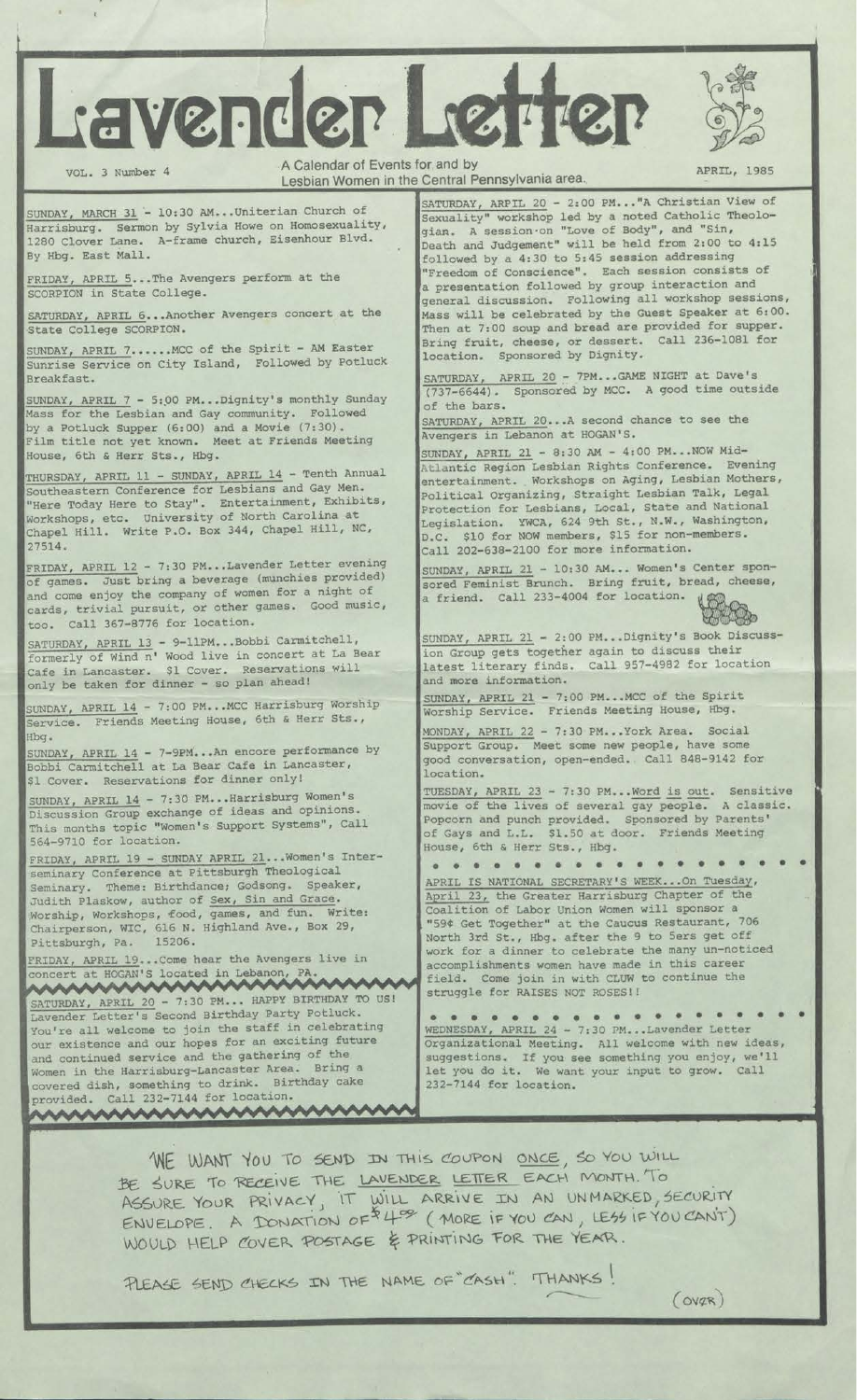# Lavender Letter

VOL. 3 Number 4

A Calendar of Events for and by Lesbian Women in the Central Pennsylvania area.

APRIL, 1985

SUNDAY, MARCH 31 - 10:30 AM...Uniterian Church of Harrisburg. Sermon by Sylvia Howe on Homosexuality, 1280 Clover Lane. A-frame church, Eisenhour Blvd. By Hbg. East Mall.

FRIDAY, APRIL 5...The Avengers perform at the SCORPION in State College.

SATURDAY, APRIL 6...Another Avengers concert at the State College SCORPION.

SUNDAY, APRIL 7......MCC of the Spirit - AM Easter Sunrise Service on City Island, Followed by Potluck Breakfast.

SUNDAY, APRIL 7 - 5:00 PM...Dignity's monthly Sunday Mass for the Lesbian and Gay community. Followed by a Potluck Supper (6:00) and a Movie (7:30). Film title not yet known. Meet at Friends Meeting House, 6th & Herr Sts., Hbg.

THURSDAY, APRIL 11 - SUNDAY, APRIL 14 - Tenth Annual Southeastern Conference for Lesbians and Gay Men. "Here Today Here to Stay". Entertainment, Exhibits, Workshops, etc. University of North Carolina at Chapel Hill. Write P.O. Box 344, Chapel Hill, NC, 27514.

FRIDAY, APRIL 12 - 7:30 PM...Lavender Letter evening of games. Just bring a beverage (munchies provided) and come enjoy the company of women for a night of cards, trivial pursuit, or other games. Good music, too. Call 367-8776 for location.

SATURDAY, APRIL 13 - 9-11PM...Bobbi Carmitchell, formerly of Wind n' Wood live in concert at La Bear Cafe in Lancaster. $1 Cover. Reservations will only be taken for dinner - so plan ahead!

SUNDAY, APRIL 14 - 7:00 PM...MCC Harrisburg Worship Service. Friends Meeting House, 6th & Herr Sts., Hbg.

SUNDAY, APRIL 14 - 7-9PM...An encore performance by Bobbi Carmitchell at La Bear Cafe in Lancaster, $1 Cover. Reservations for dinner only!

SUNDAY, APRIL 14 - 7:30 PM...Harrisburg Women's Discussion Group exchange of ideas and opinions. This months topic "Women's Support Systems", Call 564-9710 for location.

FRIDAY, APRIL 19 - SUNDAY APRIL 21...Women's Interseminary Conference at Pittsburgh Theological Seminary. Theme: Birthdance; Godsong. Speaker, Judith Plaskow, author of Sex, Sin and Grace. Worship, Workshops, food, games, and fun. Write: Chairperson, WIC, 616 N. Highland Ave., Box 29, Pittsburgh, Pa. 15206.

FRIDAY, APRIL 19...Come hear the Avengers live in concert at HOGAN'S located in Lebanon, PA.

SATURDAY, APRIL 20 - 7:30 PM... HAPPY BIRTHDAY TO US! Lavender Letter's Second Birthday Party Potluck. You're all welcome to join the staff in celebrating our existence and our hopes for an exciting future and continued service and the gathering of the Women in the Harrisburg-Lancaster Area. Bring a covered dish, something to drink. Birthday cake provided. Call 232-7144 for location.

SATURDAY, ARPIL 20 - 2:00 PM..."A Christian View of Sexuality" workshop led by a noted Catholic Theologian. A session on "Love of Body", and "Sin, Death and Judgement" will be held from 2:00 to 4:15 followed by a 4:30 to 5:45 session addressing "Freedom of Conscience". Each session consists of a presentation followed by group interaction and general discussion. Following all workshop sessions, Mass will be celebrated by the Guest Speaker at 6:00. Then at 7:00 soup and bread are provided for supper. Bring fruit, cheese, or dessert. Call 236-1081 for location. Sponsored by Dignity.

SATURDAY, APRIL 20 - 7PM...GAME NIGHT at Dave's (737-6644). Sponsored by MCC. A good time outside of the bars.

SATURDAY, APRIL 20...A second chance to see the Avengers in Lebanon at HOGAN'S.

SUNDAY, APRIL 21 - 8:30 AM - 4:00 PM...NOW Mid-Atlantic Region Lesbian Rights Conference. Evening entertainment. Workshops on Aging, Lesbian Mothers, Political Organizing, Straight Lesbian Talk, Legal Protection for Lesbians, Local, State and National Legislation. YWCA, 624 9th St., N.W., Washington, D.C. $10 for NOW members, $15 for non-members. Call 202-638-2100 for more information.

SUNDAY, APRIL 21 - 10:30 AM... Women's Center sponsored Feminist Brunch. Bring fruit, bread, cheese, a friend. Call 233-4004 for location.

SUNDAY, APRIL 21 - 2:00 PM...Dignity's Book Discussion Group gets together again to discuss their latest literary finds. Call 957-4982 for location and more information.

SUNDAY, APRIL 21 - 7:00 PM...MCC of the Spirit Worship Service. Friends Meeting House, Hbg.

MONDAY, APRIL 22 - 7:30 PM...York Area. Social Support Group. Meet some new people, have some good conversation, open-ended. Call 848-9142 for location.

TUESDAY, APRIL 23 - 7:30 PM...Word is out. Sensitive movie of the lives of several gay people. A classic. Popcorn and punch provided. Sponsored by Parents' of Gays and L.L. $1.50 at door. Friends Meeting House, 6th & Herr Sts., Hbg.

APRIL IS NATIONAL SECRETARY'S WEEK...On Tuesday, April 23, the Greater Harrisburg Chapter of the Coalition of Labor Union Women will sponsor a "59¢ Get Together" at the Caucus Restaurant, 706 North 3rd St., Hbg. after the 9 to 5ers get off work for a dinner to celebrate the many un-noticed accomplishments women have made in this career field. Come join in with CLUW to continue the struggle for RAISES NOT ROSES!!

WEDNESDAY, APRIL 24 - 7:30 PM...Lavender Letter Organizational Meeting. All welcome with new ideas, suggestions. If you see something you enjoy, we'll let you do it. We want your input to grow. Call 232-7144 for location.

WE WANT YOU TO SEND IN THIS COUPON ONCE, SO YOU WILL BE SURE TO RECEIVE THE LAVENDER LETTER EACH MONTH. TO ASSURE YOUR PRIVACY, IT WILL ARRIVE IN AN UNMARKED, SECURITY ENVELOPE. A DONATION OF $4.00 (MORE IF YOU CAN, LESS IF YOU CAN'T) WOULD HELP COVER POSTAGE & PRINTING FOR THE YEAR.

PLEASE SEND CHECKS IN THE NAME OF "CASH". THANKS!

(OVER)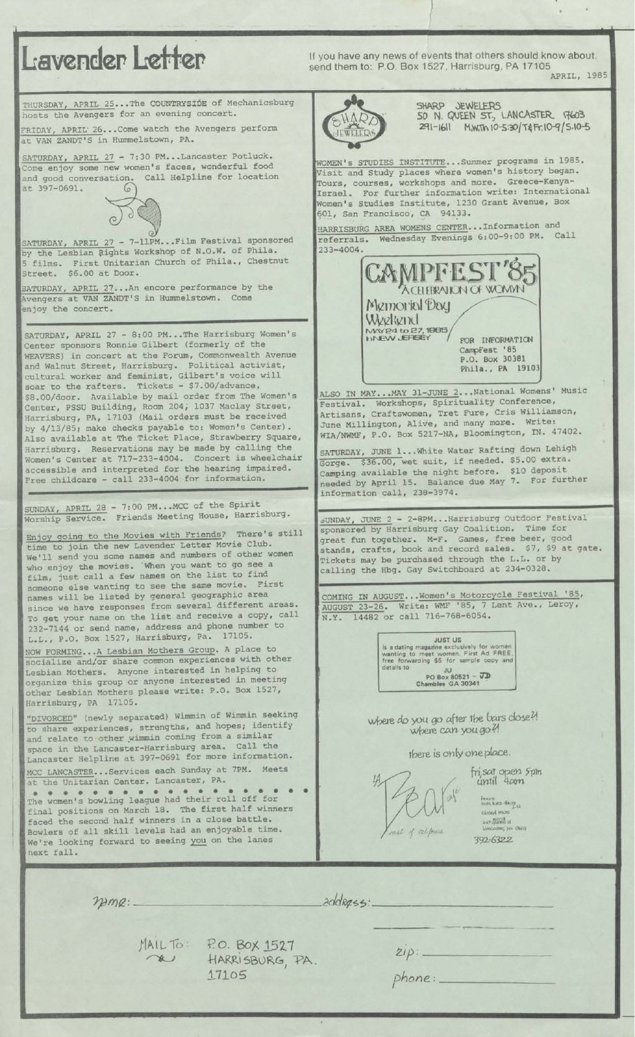# Lavender Letter

If you have any news of events that others should know about, send them to: P.O. Box 1527, Harrisburg, PA 17105

APRIL, 1985

THURSDAY, APRIL 25...The COUNTRYSIDE of Mechanicsburg hosts the Avengers for an evening concert.

FRIDAY, APRIL 26...Come watch the Avengers perform at VAN ZANDT'S in Hummelstown, PA.

SATURDAY, APRIL 27 - 7:30 PM...Lancaster Potluck. Come enjoy some new women's faces, wonderful food and good conversation. Call Helpline for location at 397-0691.

SATURDAY, APRIL 27 - 7-11PM...Film Festival sponsored by the Lesbian Rights Workshop of N.O.W. of Phila. 5 films. First Unitarian Church of Phila., Chestnut Street. $6.00 at Door.

SATURDAY, APRIL 27...An encore performance by the Avengers at VAN ZANDT'S in Hummelstown. Come enjoy the concert.

SATURDAY, APRIL 27 - 8:00 PM...The Harrisburg Women's Center sponsors Ronnie Gilbert (formerly of the WEAVERS) in concert at the Forum, Commonwealth Avenue and Walnut Street, Harrisburg. Political activist, cultural worker and feminist, Gilbert's voice will soar to the rafters. Tickets - $7.00/advance, $8.00/door. Available by mail order from The Women's Center, PSSU Building, Room 204, 1037 Maclay Street, Harrisburg, PA, 17103 (Mail orders must be received by 4/13/85; make checks payable to: Women's Center). Also available at The Ticket Place, Strawberry Square, Harrisburg. Reservations may be made by calling the Women's Center at 717-233-4004. Concert is wheelchair accessible and interpreted for the hearing impaired. Free childcare - call 233-4004 for information.

SUNDAY, APRIL 28 - 7:00 PM...MCC of the Spirit Worship Service. Friends Meeting House, Harrisburg.

Enjoy going to the Movies with Friends? There's still time to join the new Lavender Letter Movie Club. We'll send you some names and numbers of other women who enjoy the movies. When you want to go see a film, just call a few names on the list to find someone else wanting to see the same movie. First names will be listed by general geographic area since we have responses from several different areas. To get your name on the list and receive a copy, call 232-7144 or send name, address and phone number to L.L., P.O. Box 1527, Harrisburg, Pa. 17105.

NOW FORMING...A Lesbian Mothers Group. A place to socialize and/or share common experiences with other Lesbian Mothers. Anyone interested in helping to organize this group or anyone interested in meeting other Lesbian Mothers please write: P.O. Box 1527, Harrisburg, PA 17105.

"DIVORCED" (newly separated) Wimmin of Wimmin seeking to share experiences, strengths, and hopes; identify and relate to other wimmin coming from a similar space in the Lancaster-Harrisburg area. Call the Lancaster Helpline at 397-0691 for more information.

MCC LANCASTER...Services each Sunday at 7PM. Meets at the Unitarian Center. Lancaster, PA.

The women's bowling league had their roll off for final positions on March 18. The first half winners faced the second half winners in a close battle. Bowlers of all skill levels had an enjoyable time. We're looking forward to seeing you on the lanes next fall.

SHARP JEWELERS
50 N. QUEEN ST., LANCASTER 17603
291-1611 M.W.Th 10-5:30/T&Fr.10-9/S.10-5

WOMEN'S STUDIES INSTITUTE...Summer programs in 1985. Visit and Study places where women's history began. Tours, courses, workshops and more. Greece-Kenya-Israel. For further information write: International Women's Studies Institute, 1230 Grant Avenue, Box 601, San Francisco, CA 94133.

HARRISBURG AREA WOMENS CENTER...Information and referrals. Wednesday Evenings 6:00-9:00 PM. Call 233-4004.

CAMPFEST '85
A CELEBRATION OF WOMYN
Memorial Day Weekend
MAY 24 to 27, 1985
IN NEW JERSEY

FOR INFORMATION
CampFest '85
P.O. Box 30381
Phila., PA 19103

ALSO IN MAY...MAY 31-JUNE 2...National Womens' Music Festival. Workshops, Spirituality Conference, Artisans, Craftswomen, Tret Fure, Cris Williamson, June Millington, Alive, and many more. Write: WIA/NWMF, P.O. Box 5217-NA, Bloomington, IN. 47402.

SATURDAY, JUNE 1...White Water Rafting down Lehigh Gorge. $36.00, wet suit, if needed. $5.00 extra. Camping available the night before. $10 deposit needed by April 15. Balance due May 7. For further information call, 238-3974.

SUNDAY, JUNE 2 - 2-8PM...Harrisburg Outdoor Festival sponsored by Harrisburg Gay Coalition. Time for great fun together. M-F. Games, free beer, good stands, crafts, book and record sales. $7, $9 at gate. Tickets may be purchased through the L.L. or by calling the Hbg. Gay Switchboard at 234-0328.

COMING IN AUGUST...Women's Motorcycle Festival '85, AUGUST 23-26. Write: WMF '85, 7 Lent Ave., Leroy, N.Y. 14482 or call 716-768-6054.

JUST US
is a dating magazine exclusively for women wanting to meet women. First Ad FREE, free forwarding $5 for sample copy and details to
JU
PO Box 80521 - JD
Chamblee GA 30341

where do you go after the bars close?!
where can you go?!

there is only one place.

fri,sat open 5pm
until 4am

Bear
392-6322

name: ______________________ address: ______________________

MAIL TO: P.O. BOX 1527
HARRISBURG, PA.
17105

zip: ______________

phone: ______________